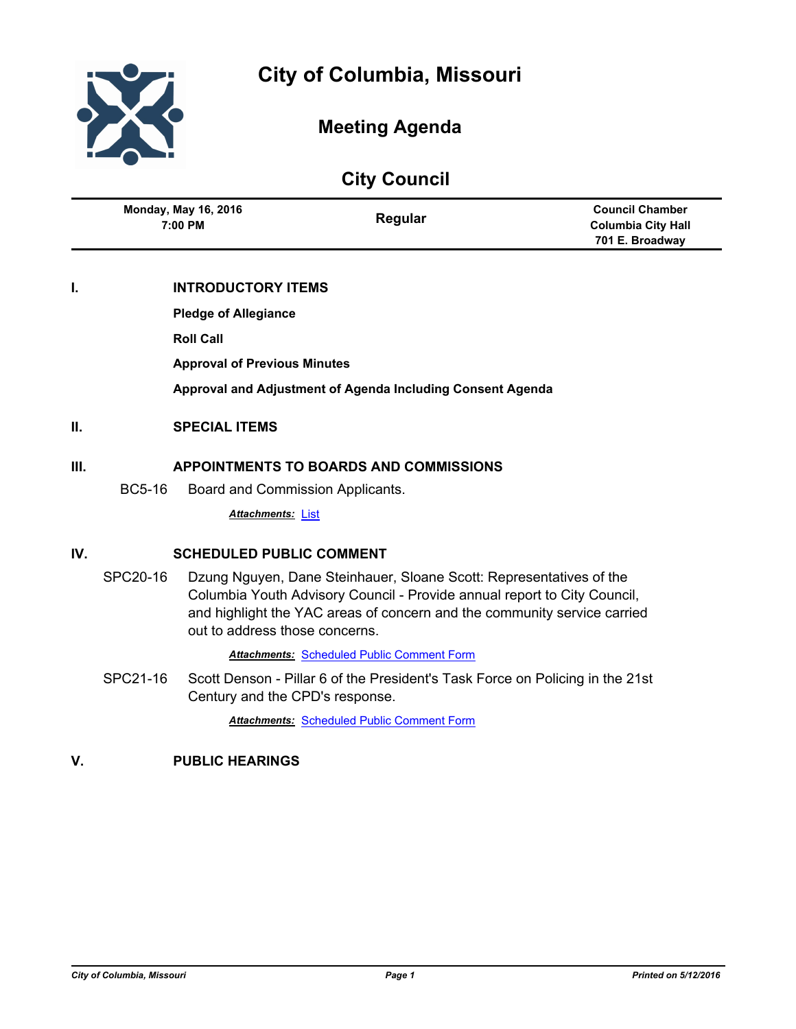# City of Columbia, Missouri

## Meeting Agenda

## City Council

| Monday, May 16, 2016<br>7:00 PM | Regular | Council Chamber<br>Columbia City Hall<br>701 E. Broadway |
|---|---|---|

## I. INTRODUCTORY ITEMS

**Pledge of Allegiance**

**Roll Call**

**Approval of Previous Minutes**

**Approval and Adjustment of Agenda Including Consent Agenda**

## II. SPECIAL ITEMS

## III. APPOINTMENTS TO BOARDS AND COMMISSIONS

BC5-16 Board and Commission Applicants.

***Attachments:*** List

## IV. SCHEDULED PUBLIC COMMENT

SPC20-16 Dzung Nguyen, Dane Steinhauer, Sloane Scott: Representatives of the Columbia Youth Advisory Council - Provide annual report to City Council, and highlight the YAC areas of concern and the community service carried out to address those concerns.

***Attachments:*** Scheduled Public Comment Form

SPC21-16 Scott Denson - Pillar 6 of the President's Task Force on Policing in the 21st Century and the CPD's response.

***Attachments:*** Scheduled Public Comment Form

## V. PUBLIC HEARINGS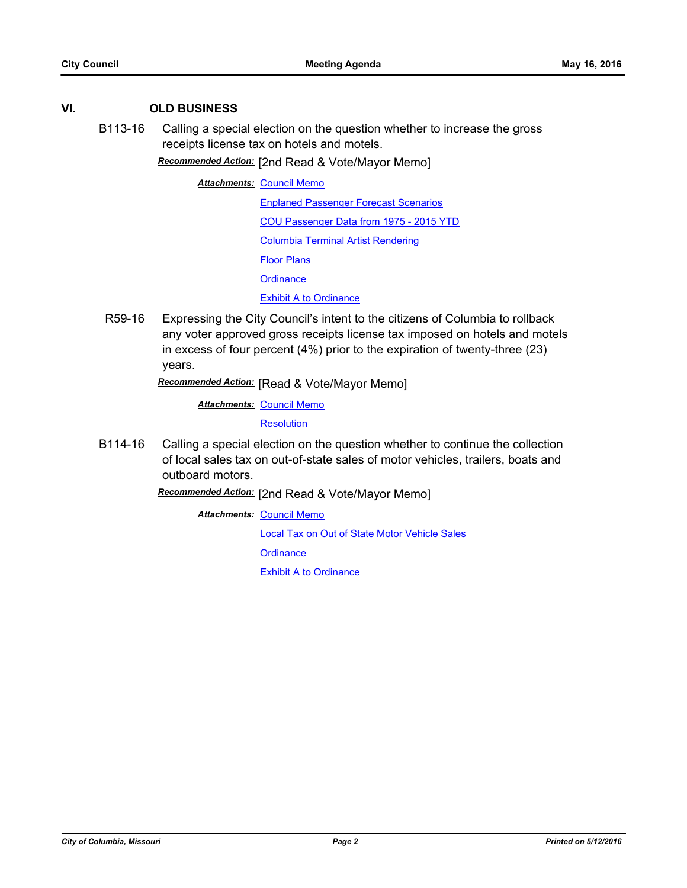## VI. OLD BUSINESS

**B113-16** Calling a special election on the question whether to increase the gross receipts license tax on hotels and motels.

***Recommended Action:*** [2nd Read & Vote/Mayor Memo]

***Attachments:*** Council Memo
Enplaned Passenger Forecast Scenarios
COU Passenger Data from 1975 - 2015 YTD
Columbia Terminal Artist Rendering
Floor Plans
Ordinance
Exhibit A to Ordinance

**R59-16** Expressing the City Council's intent to the citizens of Columbia to rollback any voter approved gross receipts license tax imposed on hotels and motels in excess of four percent (4%) prior to the expiration of twenty-three (23) years.

***Recommended Action:*** [Read & Vote/Mayor Memo]

***Attachments:*** Council Memo
Resolution

**B114-16** Calling a special election on the question whether to continue the collection of local sales tax on out-of-state sales of motor vehicles, trailers, boats and outboard motors.

***Recommended Action:*** [2nd Read & Vote/Mayor Memo]

***Attachments:*** Council Memo
Local Tax on Out of State Motor Vehicle Sales
Ordinance
Exhibit A to Ordinance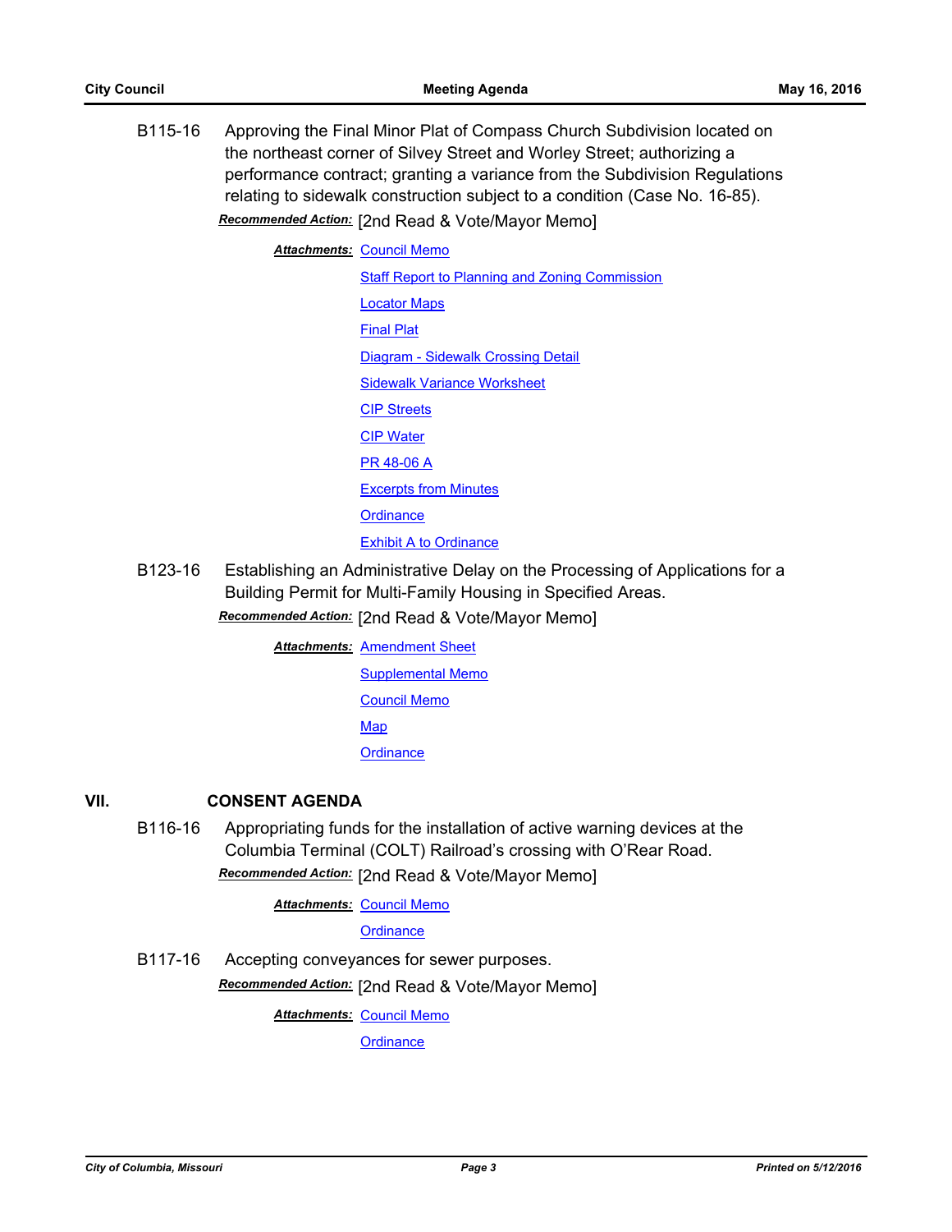B115-16 Approving the Final Minor Plat of Compass Church Subdivision located on the northeast corner of Silvey Street and Worley Street; authorizing a performance contract; granting a variance from the Subdivision Regulations relating to sidewalk construction subject to a condition (Case No. 16-85).

***Recommended Action:*** [2nd Read & Vote/Mayor Memo]

***Attachments:*** Council Memo
Staff Report to Planning and Zoning Commission
Locator Maps
Final Plat
Diagram - Sidewalk Crossing Detail
Sidewalk Variance Worksheet
CIP Streets
CIP Water
PR 48-06 A
Excerpts from Minutes
Ordinance
Exhibit A to Ordinance

B123-16 Establishing an Administrative Delay on the Processing of Applications for a Building Permit for Multi-Family Housing in Specified Areas.

***Recommended Action:*** [2nd Read & Vote/Mayor Memo]

***Attachments:*** Amendment Sheet
Supplemental Memo
Council Memo
Map
Ordinance

## VII. CONSENT AGENDA

B116-16 Appropriating funds for the installation of active warning devices at the Columbia Terminal (COLT) Railroad's crossing with O'Rear Road.

***Recommended Action:*** [2nd Read & Vote/Mayor Memo]

***Attachments:*** Council Memo
Ordinance

B117-16 Accepting conveyances for sewer purposes.

***Recommended Action:*** [2nd Read & Vote/Mayor Memo]

***Attachments:*** Council Memo
Ordinance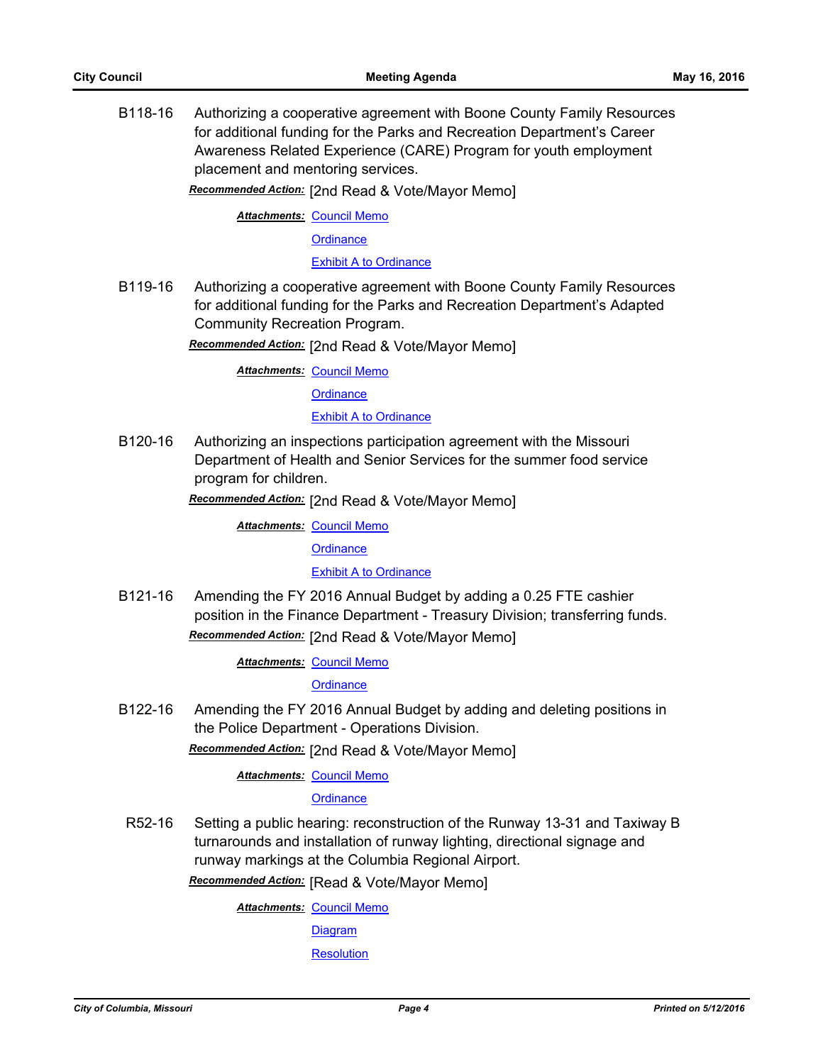**B118-16** Authorizing a cooperative agreement with Boone County Family Resources for additional funding for the Parks and Recreation Department's Career Awareness Related Experience (CARE) Program for youth employment placement and mentoring services.

***Recommended Action:*** [2nd Read & Vote/Mayor Memo]

***Attachments:*** Council Memo
Ordinance
Exhibit A to Ordinance

**B119-16** Authorizing a cooperative agreement with Boone County Family Resources for additional funding for the Parks and Recreation Department's Adapted Community Recreation Program.

***Recommended Action:*** [2nd Read & Vote/Mayor Memo]

***Attachments:*** Council Memo
Ordinance
Exhibit A to Ordinance

**B120-16** Authorizing an inspections participation agreement with the Missouri Department of Health and Senior Services for the summer food service program for children.

***Recommended Action:*** [2nd Read & Vote/Mayor Memo]

***Attachments:*** Council Memo
Ordinance
Exhibit A to Ordinance

**B121-16** Amending the FY 2016 Annual Budget by adding a 0.25 FTE cashier position in the Finance Department - Treasury Division; transferring funds.

***Recommended Action:*** [2nd Read & Vote/Mayor Memo]

***Attachments:*** Council Memo
Ordinance

**B122-16** Amending the FY 2016 Annual Budget by adding and deleting positions in the Police Department - Operations Division.

***Recommended Action:*** [2nd Read & Vote/Mayor Memo]

***Attachments:*** Council Memo
Ordinance

**R52-16** Setting a public hearing: reconstruction of the Runway 13-31 and Taxiway B turnarounds and installation of runway lighting, directional signage and runway markings at the Columbia Regional Airport.

***Recommended Action:*** [Read & Vote/Mayor Memo]

***Attachments:*** Council Memo
Diagram
Resolution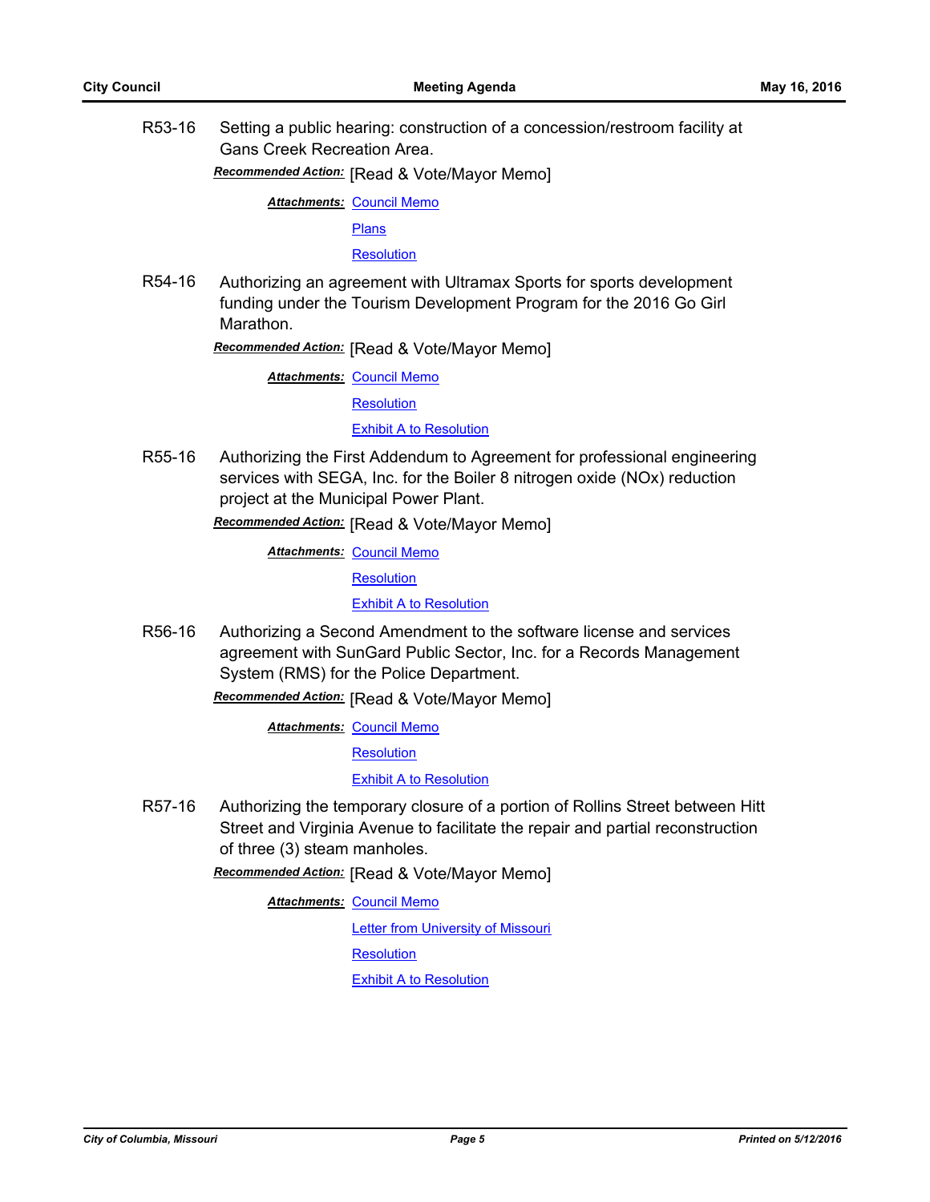R53-16 Setting a public hearing: construction of a concession/restroom facility at Gans Creek Recreation Area.

***Recommended Action:*** [Read & Vote/Mayor Memo]

***Attachments:*** Council Memo
Plans
Resolution

R54-16 Authorizing an agreement with Ultramax Sports for sports development funding under the Tourism Development Program for the 2016 Go Girl Marathon.

***Recommended Action:*** [Read & Vote/Mayor Memo]

***Attachments:*** Council Memo
Resolution
Exhibit A to Resolution

R55-16 Authorizing the First Addendum to Agreement for professional engineering services with SEGA, Inc. for the Boiler 8 nitrogen oxide (NOx) reduction project at the Municipal Power Plant.

***Recommended Action:*** [Read & Vote/Mayor Memo]

***Attachments:*** Council Memo
Resolution
Exhibit A to Resolution

R56-16 Authorizing a Second Amendment to the software license and services agreement with SunGard Public Sector, Inc. for a Records Management System (RMS) for the Police Department.

***Recommended Action:*** [Read & Vote/Mayor Memo]

***Attachments:*** Council Memo
Resolution
Exhibit A to Resolution

R57-16 Authorizing the temporary closure of a portion of Rollins Street between Hitt Street and Virginia Avenue to facilitate the repair and partial reconstruction of three (3) steam manholes.

***Recommended Action:*** [Read & Vote/Mayor Memo]

***Attachments:*** Council Memo
Letter from University of Missouri
Resolution
Exhibit A to Resolution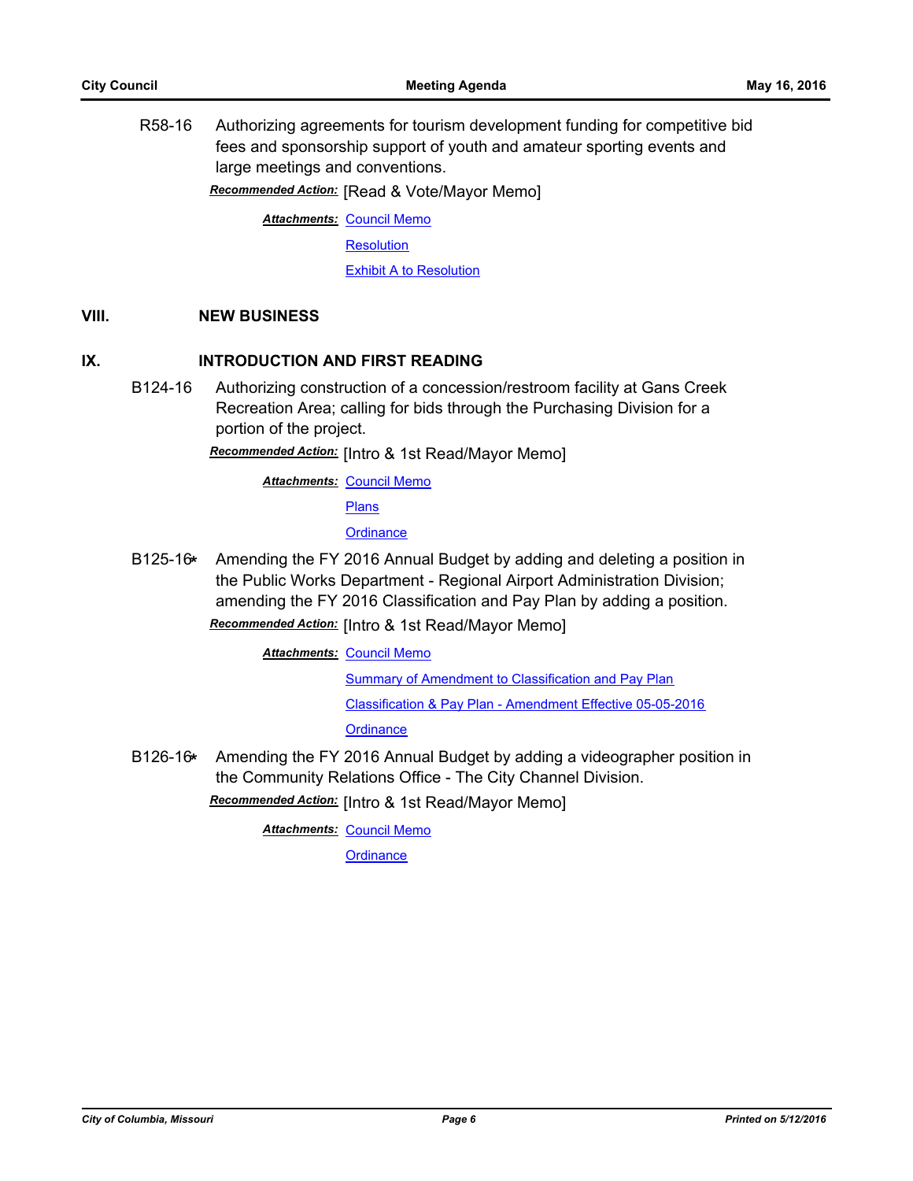R58-16 Authorizing agreements for tourism development funding for competitive bid fees and sponsorship support of youth and amateur sporting events and large meetings and conventions.

***Recommended Action:*** [Read & Vote/Mayor Memo]

***Attachments:*** Council Memo
Resolution
Exhibit A to Resolution

## VIII. NEW BUSINESS

## IX. INTRODUCTION AND FIRST READING

B124-16 Authorizing construction of a concession/restroom facility at Gans Creek Recreation Area; calling for bids through the Purchasing Division for a portion of the project.

***Recommended Action:*** [Intro & 1st Read/Mayor Memo]

***Attachments:*** Council Memo
Plans
Ordinance

B125-16* Amending the FY 2016 Annual Budget by adding and deleting a position in the Public Works Department - Regional Airport Administration Division; amending the FY 2016 Classification and Pay Plan by adding a position.

***Recommended Action:*** [Intro & 1st Read/Mayor Memo]

***Attachments:*** Council Memo
Summary of Amendment to Classification and Pay Plan
Classification & Pay Plan - Amendment Effective 05-05-2016
Ordinance

B126-16* Amending the FY 2016 Annual Budget by adding a videographer position in the Community Relations Office - The City Channel Division.

***Recommended Action:*** [Intro & 1st Read/Mayor Memo]

***Attachments:*** Council Memo
Ordinance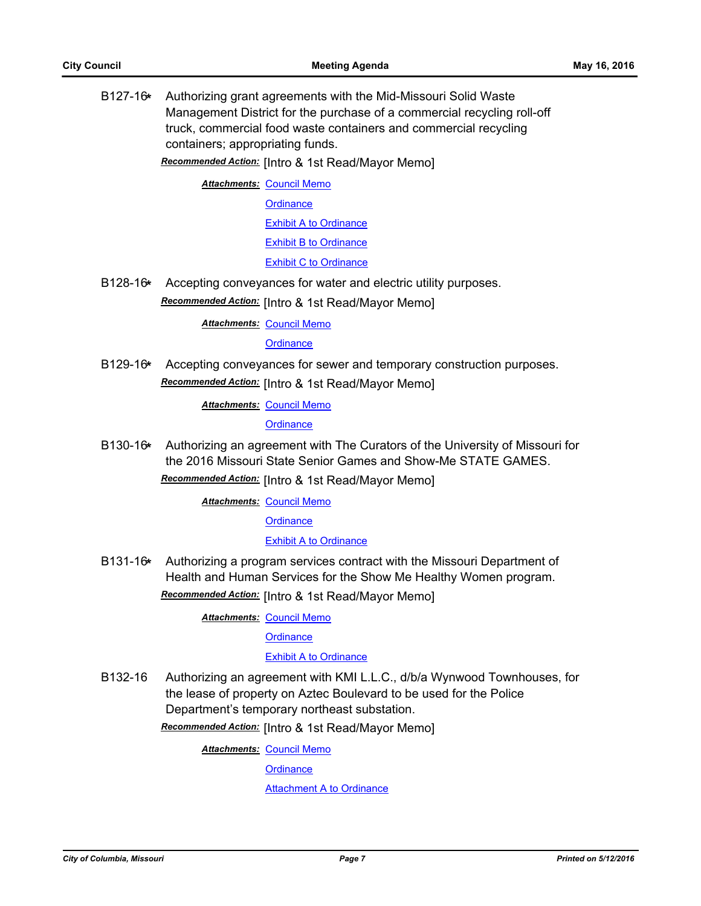B127-16* Authorizing grant agreements with the Mid-Missouri Solid Waste Management District for the purchase of a commercial recycling roll-off truck, commercial food waste containers and commercial recycling containers; appropriating funds.

***Recommended Action:*** [Intro & 1st Read/Mayor Memo]

***Attachments:*** Council Memo
Ordinance
Exhibit A to Ordinance
Exhibit B to Ordinance
Exhibit C to Ordinance

B128-16* Accepting conveyances for water and electric utility purposes.

***Recommended Action:*** [Intro & 1st Read/Mayor Memo]

***Attachments:*** Council Memo
Ordinance

B129-16* Accepting conveyances for sewer and temporary construction purposes.

***Recommended Action:*** [Intro & 1st Read/Mayor Memo]

***Attachments:*** Council Memo
Ordinance

B130-16* Authorizing an agreement with The Curators of the University of Missouri for the 2016 Missouri State Senior Games and Show-Me STATE GAMES.

***Recommended Action:*** [Intro & 1st Read/Mayor Memo]

***Attachments:*** Council Memo
Ordinance
Exhibit A to Ordinance

B131-16* Authorizing a program services contract with the Missouri Department of Health and Human Services for the Show Me Healthy Women program.

***Recommended Action:*** [Intro & 1st Read/Mayor Memo]

***Attachments:*** Council Memo
Ordinance
Exhibit A to Ordinance

B132-16 Authorizing an agreement with KMI L.L.C., d/b/a Wynwood Townhouses, for the lease of property on Aztec Boulevard to be used for the Police Department's temporary northeast substation.

***Recommended Action:*** [Intro & 1st Read/Mayor Memo]

***Attachments:*** Council Memo
Ordinance
Attachment A to Ordinance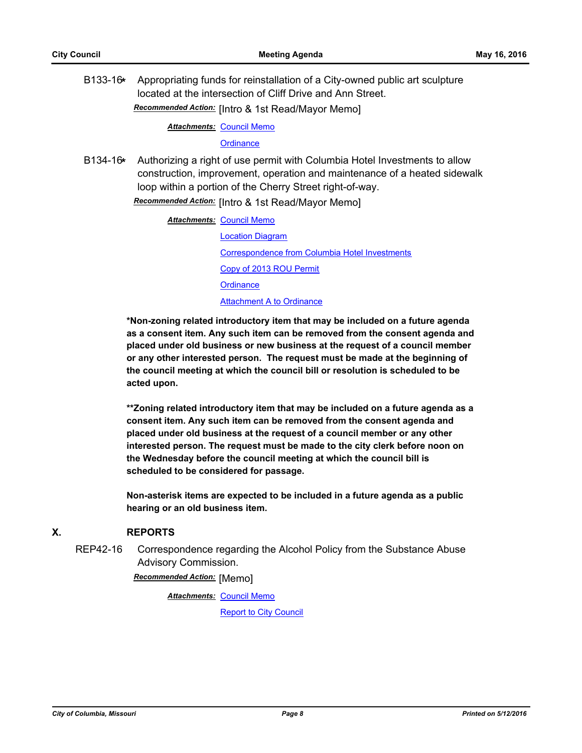B133-16* Appropriating funds for reinstallation of a City-owned public art sculpture located at the intersection of Cliff Drive and Ann Street.

***Recommended Action:*** [Intro & 1st Read/Mayor Memo]

***Attachments:*** Council Memo

Ordinance

B134-16* Authorizing a right of use permit with Columbia Hotel Investments to allow construction, improvement, operation and maintenance of a heated sidewalk loop within a portion of the Cherry Street right-of-way.

***Recommended Action:*** [Intro & 1st Read/Mayor Memo]

***Attachments:*** Council Memo

Location Diagram

Correspondence from Columbia Hotel Investments

Copy of 2013 ROU Permit

Ordinance

Attachment A to Ordinance

**\*Non-zoning related introductory item that may be included on a future agenda as a consent item. Any such item can be removed from the consent agenda and placed under old business or new business at the request of a council member or any other interested person. The request must be made at the beginning of the council meeting at which the council bill or resolution is scheduled to be acted upon.**

**\*\*Zoning related introductory item that may be included on a future agenda as a consent item. Any such item can be removed from the consent agenda and placed under old business at the request of a council member or any other interested person. The request must be made to the city clerk before noon on the Wednesday before the council meeting at which the council bill is scheduled to be considered for passage.**

**Non-asterisk items are expected to be included in a future agenda as a public hearing or an old business item.**

## X. REPORTS

REP42-16 Correspondence regarding the Alcohol Policy from the Substance Abuse Advisory Commission.

***Recommended Action:*** [Memo]

***Attachments:*** Council Memo

Report to City Council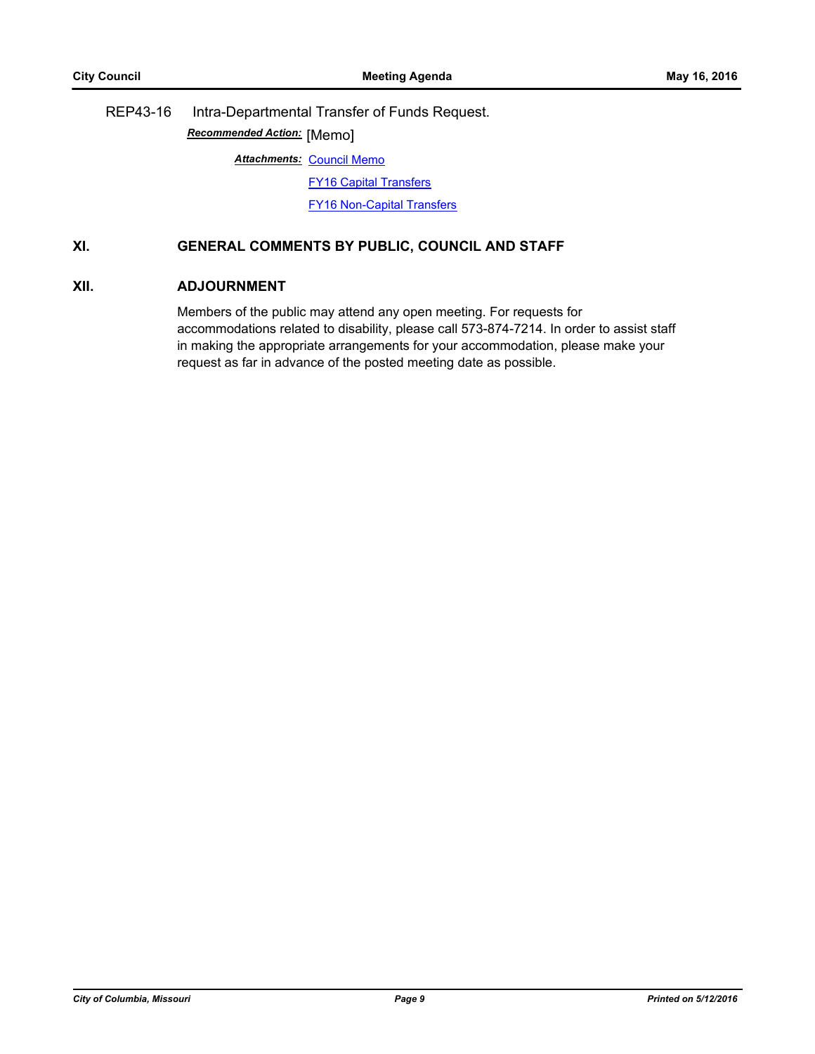REP43-16 Intra-Departmental Transfer of Funds Request.

***Recommended Action:*** [Memo]

***Attachments:*** Council Memo

FY16 Capital Transfers

FY16 Non-Capital Transfers

## XI. GENERAL COMMENTS BY PUBLIC, COUNCIL AND STAFF

## XII. ADJOURNMENT

Members of the public may attend any open meeting. For requests for accommodations related to disability, please call 573-874-7214. In order to assist staff in making the appropriate arrangements for your accommodation, please make your request as far in advance of the posted meeting date as possible.